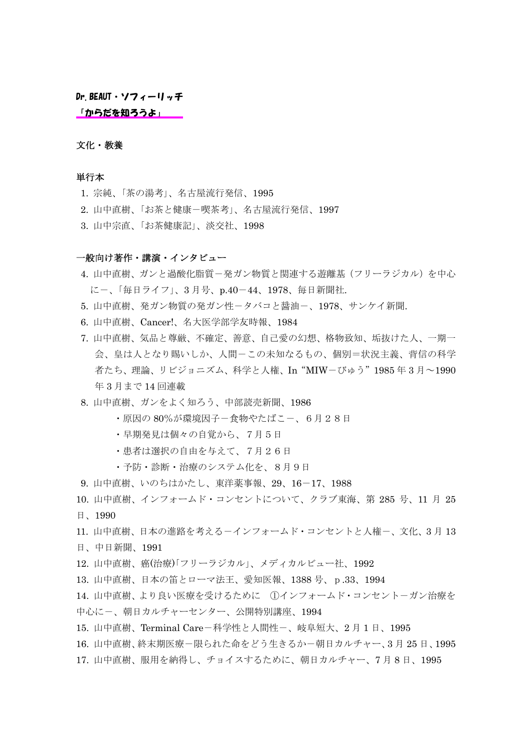Dr.BEAUT・ソフィーリッチ

**「からだを知ろうよ」**

**文化・教養**

**単行本**

1. 宗純、「茶の湯考」、名古屋流行発信、1995
2. 山中直樹、「お茶と健康－喫茶考」、名古屋流行発信、1997
3. 山中宗直、「お茶健康記」、淡交社、1998

**一般向け著作・講演・インタビュー**

4. 山中直樹、ガンと過酸化脂質－発ガン物質と関連する遊離基（フリーラジカル）を中心に－、「毎日ライフ」、3 月号、p.40－44、1978、毎日新聞社.
5. 山中直樹、発ガン物質の発ガン性－タバコと醤油－、1978、サンケイ新聞.
6. 山中直樹、Cancer!、名大医学部学友時報、1984
7. 山中直樹、気品と尊厳、不確定、善意、自己愛の幻想、格物致知、垢抜けた人、一期一会、皇は人となり賜いしか、人間－この未知なるもの、個別＝状況主義、背信の科学者たち、理論、リビジョニズム、科学と人権、In “MIW－びゅう” 1985 年 3 月～1990 年 3 月まで 14 回連載
8. 山中直樹、ガンをよく知ろう、中部読売新聞、1986
   - 原因の 80％が環境因子－食物やたばこ－、６月２８日
   - 早期発見は個々の自覚から、７月５日
   - 患者は選択の自由を与えて、７月２６日
   - 予防・診断・治療のシステム化を、８月９日
9. 山中直樹、いのちはかたし、東洋薬事報、29、16－17、1988
10. 山中直樹、インフォームド・コンセントについて、クラブ東海、第 285 号、11 月 25 日、1990
11. 山中直樹、日本の進路を考える－インフォームド・コンセントと人権－、文化、3 月 13 日、中日新聞、1991
12. 山中直樹、癌(治療)「フリーラジカル」、メディカルビュー社、1992
13. 山中直樹、日本の笛とローマ法王、愛知医報、1388 号、ｐ.33、1994
14. 山中直樹、より良い医療を受けるために　①インフォームド・コンセント－ガン治療を中心に－、朝日カルチャーセンター、公開特別講座、1994
15. 山中直樹、Terminal Care－科学性と人間性－、岐阜短大、2 月 1 日、1995
16. 山中直樹、終末期医療－限られた命をどう生きるか－朝日カルチャー、3 月 25 日、1995
17. 山中直樹、服用を納得し、チョイスするために、朝日カルチャー、7 月 8 日、1995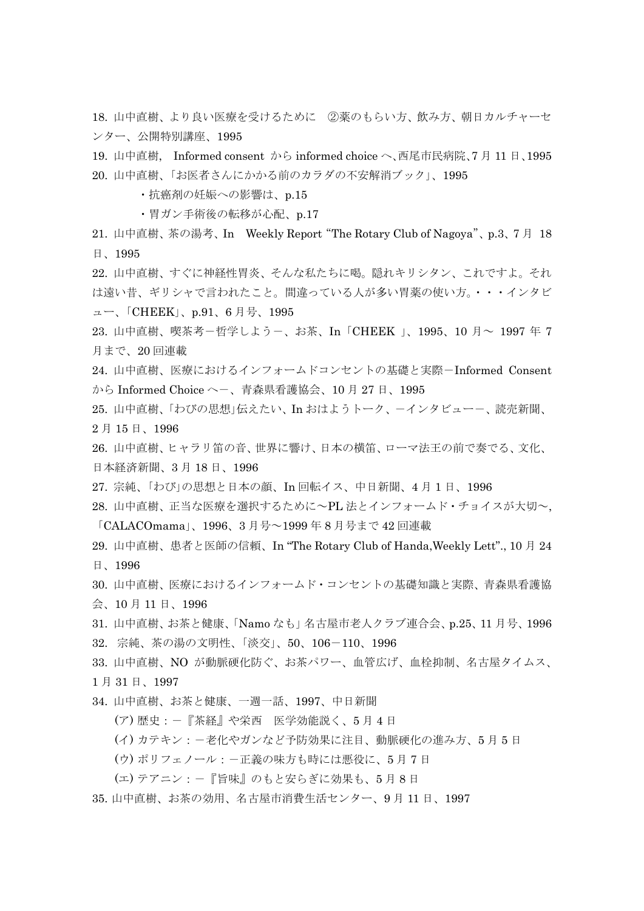18. 山中直樹、より良い医療を受けるために　②薬のもらい方、飲み方、朝日カルチャーセンター、公開特別講座、1995

19. 山中直樹,　Informed consent から informed choice へ、西尾市民病院、7 月 11 日、1995

20. 山中直樹、「お医者さんにかかる前のカラダの不安解消ブック」、1995

    - 抗癌剤の妊娠への影響は、p.15
    - 胃ガン手術後の転移が心配、p.17

21. 山中直樹、茶の湯考、In　Weekly Report "The Rotary Club of Nagoya"、p.3、7 月 18 日、1995

22. 山中直樹、すぐに神経性胃炎、そんな私たちに喝。隠れキリシタン、これですよ。それは遠い昔、ギリシャで言われたこと。間違っている人が多い胃薬の使い方。・・・インタビュー、「CHEEK」、p.91、6 月号、1995

23. 山中直樹、喫茶考－哲学しよう－、お茶、In「CHEEK 」、1995、10 月～ 1997 年 7 月まで、20 回連載

24. 山中直樹、医療におけるインフォームドコンセントの基礎と実際－Informed Consent から Informed Choice へ－、青森県看護協会、10 月 27 日、1995

25. 山中直樹、「わびの思想」伝えたい、In おはようトーク、－インタビュー－、読売新聞、2 月 15 日、1996

26. 山中直樹、ヒャラリ笛の音、世界に響け、日本の横笛、ローマ法王の前で奏でる、文化、日本経済新聞、3 月 18 日、1996

27. 宗純、「わび」の思想と日本の顔、In 回転イス、中日新聞、4 月 1 日、1996

28. 山中直樹、正当な医療を選択するために～PL 法とインフォームド・チョイスが大切～, 「CALACOmama」、1996、3 月号～1999 年 8 月号まで 42 回連載

29. 山中直樹、患者と医師の信頼、In "The Rotary Club of Handa,Weekly Lett"., 10 月 24 日、1996

30. 山中直樹、医療におけるインフォームド・コンセントの基礎知識と実際、青森県看護協会、10 月 11 日、1996

31. 山中直樹、お茶と健康、「Namo なも」名古屋市老人クラブ連合会、p.25、11 月号、1996

32. 宗純、茶の湯の文明性、「淡交」、50、106－110、1996

33. 山中直樹、NO が動脈硬化防ぐ、お茶パワー、血管広げ、血栓抑制、名古屋タイムス、1 月 31 日、1997

34. 山中直樹、お茶と健康、一週一話、1997、中日新聞

    (ア) 歴史：－『茶経』や栄西　医学効能説く、5 月 4 日

    (イ) カテキン：－老化やガンなど予防効果に注目、動脈硬化の進み方、5 月 5 日

    (ウ) ポリフェノール：－正義の味方も時には悪役に、5 月 7 日

    (エ) テアニン：－『旨味』のもと安らぎに効果も、5 月 8 日

35. 山中直樹、お茶の効用、名古屋市消費生活センター、9 月 11 日、1997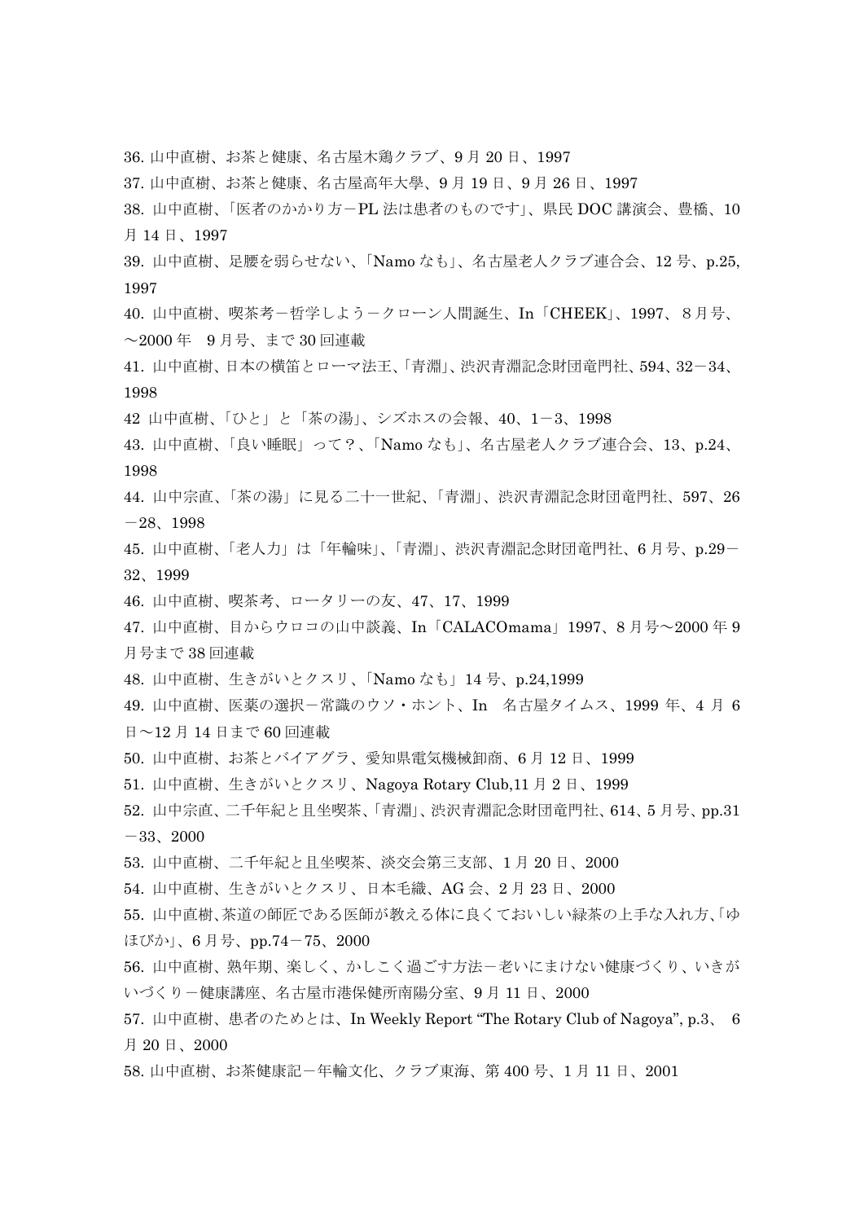36. 山中直樹、お茶と健康、名古屋木鶏クラブ、9 月 20 日、1997

37. 山中直樹、お茶と健康、名古屋高年大學、9 月 19 日、9 月 26 日、1997

38. 山中直樹、「医者のかかり方－PL 法は患者のものです」、県民 DOC 講演会、豊橋、10 月 14 日、1997

39. 山中直樹、足腰を弱らせない、「Namo なも」、名古屋老人クラブ連合会、12 号、p.25, 1997

40. 山中直樹、喫茶考－哲学しよう－クローン人間誕生、In「CHEEK」、1997、８月号、～2000 年　9 月号、まで 30 回連載

41. 山中直樹、日本の横笛とローマ法王、「青淵」、渋沢青淵記念財団竜門社、594、32－34、1998

42 山中直樹、「ひと」と「茶の湯」、シズホスの会報、40、1－3、1998

43. 山中直樹、「良い睡眠」って？、「Namo なも」、名古屋老人クラブ連合会、13、p.24、1998

44. 山中宗直、「茶の湯」に見る二十一世紀、「青淵」、渋沢青淵記念財団竜門社、597、26－28、1998

45. 山中直樹、「老人力」は「年輪味」、「青淵」、渋沢青淵記念財団竜門社、6 月号、p.29－32、1999

46. 山中直樹、喫茶考、ロータリーの友、47、17、1999

47. 山中直樹、目からウロコの山中談義、In「CALACOmama」1997、8 月号～2000 年 9 月号まで 38 回連載

48. 山中直樹、生きがいとクスリ、「Namo なも」14 号、p.24,1999

49. 山中直樹、医薬の選択－常識のウソ・ホント、In　名古屋タイムス、1999 年、4 月 6 日～12 月 14 日まで 60 回連載

50. 山中直樹、お茶とバイアグラ、愛知県電気機械卸商、6 月 12 日、1999

51. 山中直樹、生きがいとクスリ、Nagoya Rotary Club,11 月 2 日、1999

52. 山中宗直、二千年紀と且坐喫茶、「青淵」、渋沢青淵記念財団竜門社、614、5 月号、pp.31－33、2000

53. 山中直樹、二千年紀と且坐喫茶、淡交会第三支部、1 月 20 日、2000

54. 山中直樹、生きがいとクスリ、日本毛織、AG 会、2 月 23 日、2000

55. 山中直樹、茶道の師匠である医師が教える体に良くておいしい緑茶の上手な入れ方、「ゆほびか」、6 月号、pp.74－75、2000

56. 山中直樹、熟年期、楽しく、かしこく過ごす方法－老いにまけない健康づくり、いきがいづくり－健康講座、名古屋市港保健所南陽分室、9 月 11 日、2000

57. 山中直樹、患者のためとは、In Weekly Report "The Rotary Club of Nagoya", p.3、 6 月 20 日、2000

58. 山中直樹、お茶健康記－年輪文化、クラブ東海、第 400 号、1 月 11 日、2001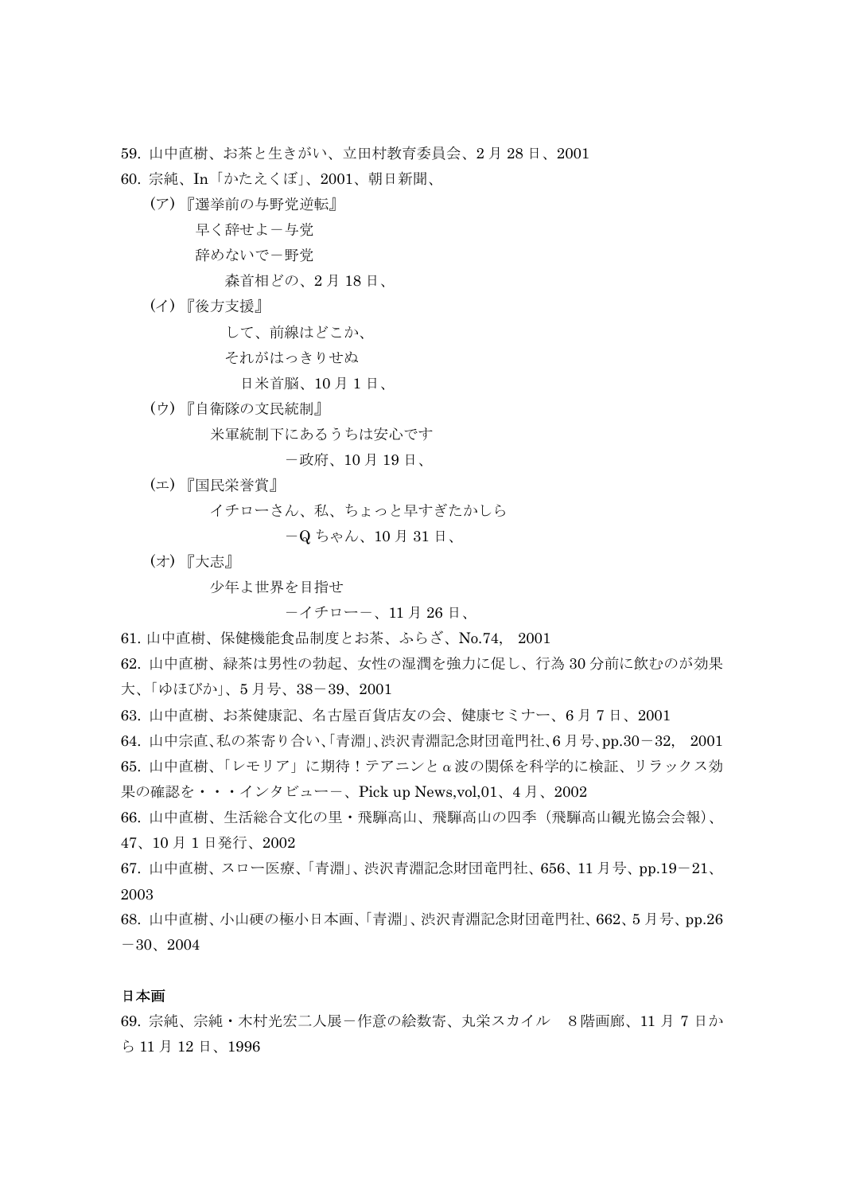59. 山中直樹、お茶と生きがい、立田村教育委員会、2 月 28 日、2001

60. 宗純、In「かたえくぼ」、2001、朝日新聞、

（ア）『選挙前の与野党逆転』

早く辞せよ－与党

辞めないで－野党

森首相どの、2 月 18 日、

（イ）『後方支援』

して、前線はどこか、

それがはっきりせぬ

日米首脳、10 月 1 日、

（ウ）『自衛隊の文民統制』

米軍統制下にあるうちは安心です

－政府、10 月 19 日、

（エ）『国民栄誉賞』

イチローさん、私、ちょっと早すぎたかしら

－Q ちゃん、10 月 31 日、

（オ）『大志』

少年よ世界を目指せ

－イチロー－、11 月 26 日、

61. 山中直樹、保健機能食品制度とお茶、ふらざ、No.74,　2001

62. 山中直樹、緑茶は男性の勃起、女性の湿潤を強力に促し、行為 30 分前に飲むのが効果大、「ゆほびか」、5 月号、38－39、2001

63. 山中直樹、お茶健康記、名古屋百貨店友の会、健康セミナー、6 月 7 日、2001

64. 山中宗直、私の茶寄り合い、「青淵」、渋沢青淵記念財団竜門社、6 月号、pp.30－32,　2001

65. 山中直樹、「レモリア」に期待！テアニンとα波の関係を科学的に検証、リラックス効果の確認を・・・インタビュー－、Pick up News,vol,01、4 月、2002

66. 山中直樹、生活総合文化の里・飛騨高山、飛騨高山の四季（飛騨高山観光協会会報）、47、10 月 1 日発行、2002

67. 山中直樹、スロー医療、「青淵」、渋沢青淵記念財団竜門社、656、11 月号、pp.19－21、2003

68. 山中直樹、小山硬の極小日本画、「青淵」、渋沢青淵記念財団竜門社、662、5 月号、pp.26－30、2004

**日本画**

69. 宗純、宗純・木村光宏二人展－作意の絵数寄、丸栄スカイル　8 階画廊、11 月 7 日から 11 月 12 日、1996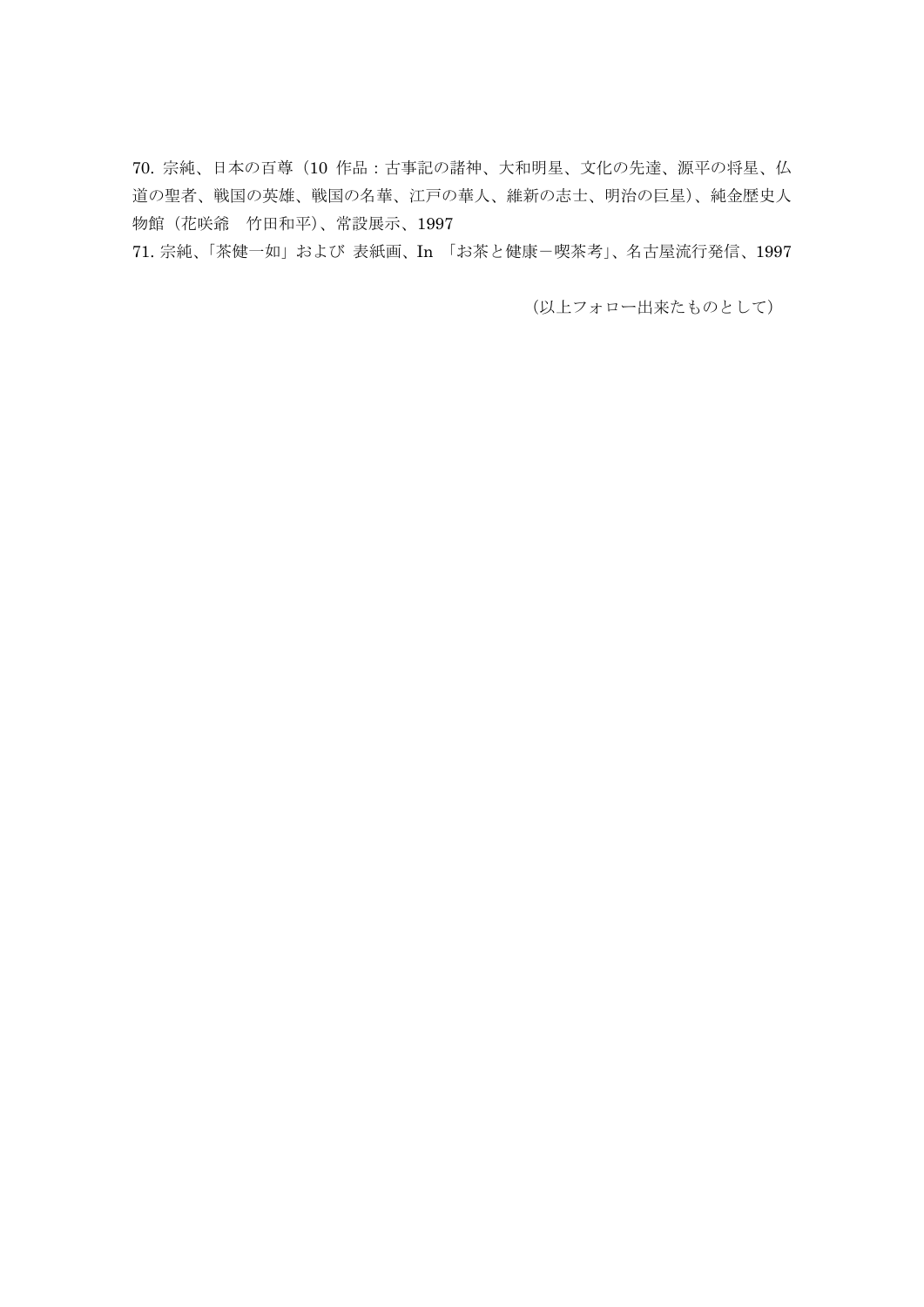70. 宗純、日本の百尊（10 作品：古事記の諸神、大和明星、文化の先達、源平の将星、仏道の聖者、戦国の英雄、戦国の名華、江戸の華人、維新の志士、明治の巨星）、純金歴史人物館（花咲爺　竹田和平）、常設展示、1997

71. 宗純、「茶健一如」および 表紙画、In 「お茶と健康－喫茶考」、名古屋流行発信、1997

（以上フォロー出来たものとして）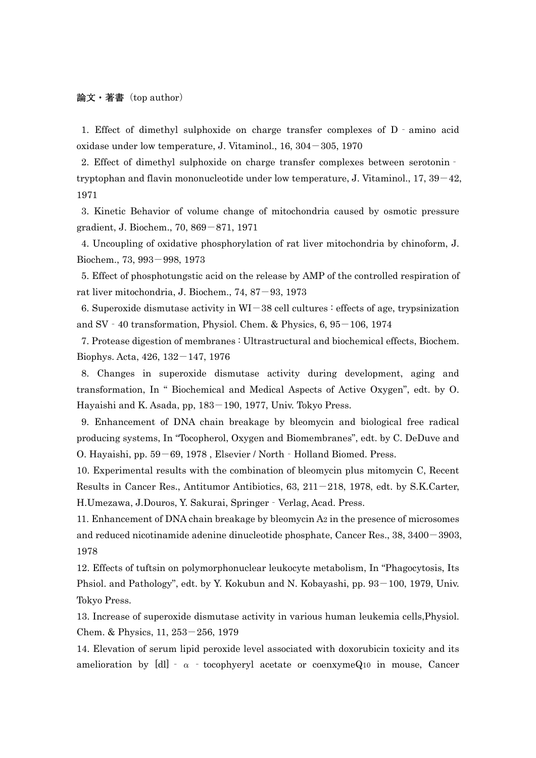論文・著書（top author）

1. Effect of dimethyl sulphoxide on charge transfer complexes of D‐amino acid oxidase under low temperature, J. Vitaminol., 16, 304－305, 1970

2. Effect of dimethyl sulphoxide on charge transfer complexes between serotonin‐tryptophan and flavin mononucleotide under low temperature, J. Vitaminol., 17, 39－42, 1971

3. Kinetic Behavior of volume change of mitochondria caused by osmotic pressure gradient, J. Biochem., 70, 869－871, 1971

4. Uncoupling of oxidative phosphorylation of rat liver mitochondria by chinoform, J. Biochem., 73, 993－998, 1973

5. Effect of phosphotungstic acid on the release by AMP of the controlled respiration of rat liver mitochondria, J. Biochem., 74, 87－93, 1973

6. Superoxide dismutase activity in WI－38 cell cultures : effects of age, trypsinization and SV‐40 transformation, Physiol. Chem. & Physics, 6, 95－106, 1974

7. Protease digestion of membranes : Ultrastructural and biochemical effects, Biochem. Biophys. Acta, 426, 132－147, 1976

8. Changes in superoxide dismutase activity during development, aging and transformation, In " Biochemical and Medical Aspects of Active Oxygen", edt. by O. Hayaishi and K. Asada, pp, 183－190, 1977, Univ. Tokyo Press.

9. Enhancement of DNA chain breakage by bleomycin and biological free radical producing systems, In "Tocopherol, Oxygen and Biomembranes", edt. by C. DeDuve and O. Hayaishi, pp. 59－69, 1978 , Elsevier / North‐Holland Biomed. Press.

10. Experimental results with the combination of bleomycin plus mitomycin C, Recent Results in Cancer Res., Antitumor Antibiotics, 63, 211－218, 1978, edt. by S.K.Carter, H.Umezawa, J.Douros, Y. Sakurai, Springer‐Verlag, Acad. Press.

11. Enhancement of DNA chain breakage by bleomycin $A_2$ in the presence of microsomes and reduced nicotinamide adenine dinucleotide phosphate, Cancer Res., 38, 3400－3903, 1978

12. Effects of tuftsin on polymorphonuclear leukocyte metabolism, In "Phagocytosis, Its Phsiol. and Pathology", edt. by Y. Kokubun and N. Kobayashi, pp. 93－100, 1979, Univ. Tokyo Press.

13. Increase of superoxide dismutase activity in various human leukemia cells,Physiol. Chem. & Physics, 11, 253－256, 1979

14. Elevation of serum lipid peroxide level associated with doxorubicin toxicity and its amelioration by [dl]‐α‐tocophyeryl acetate or coenxymeQ$_{10}$ in mouse, Cancer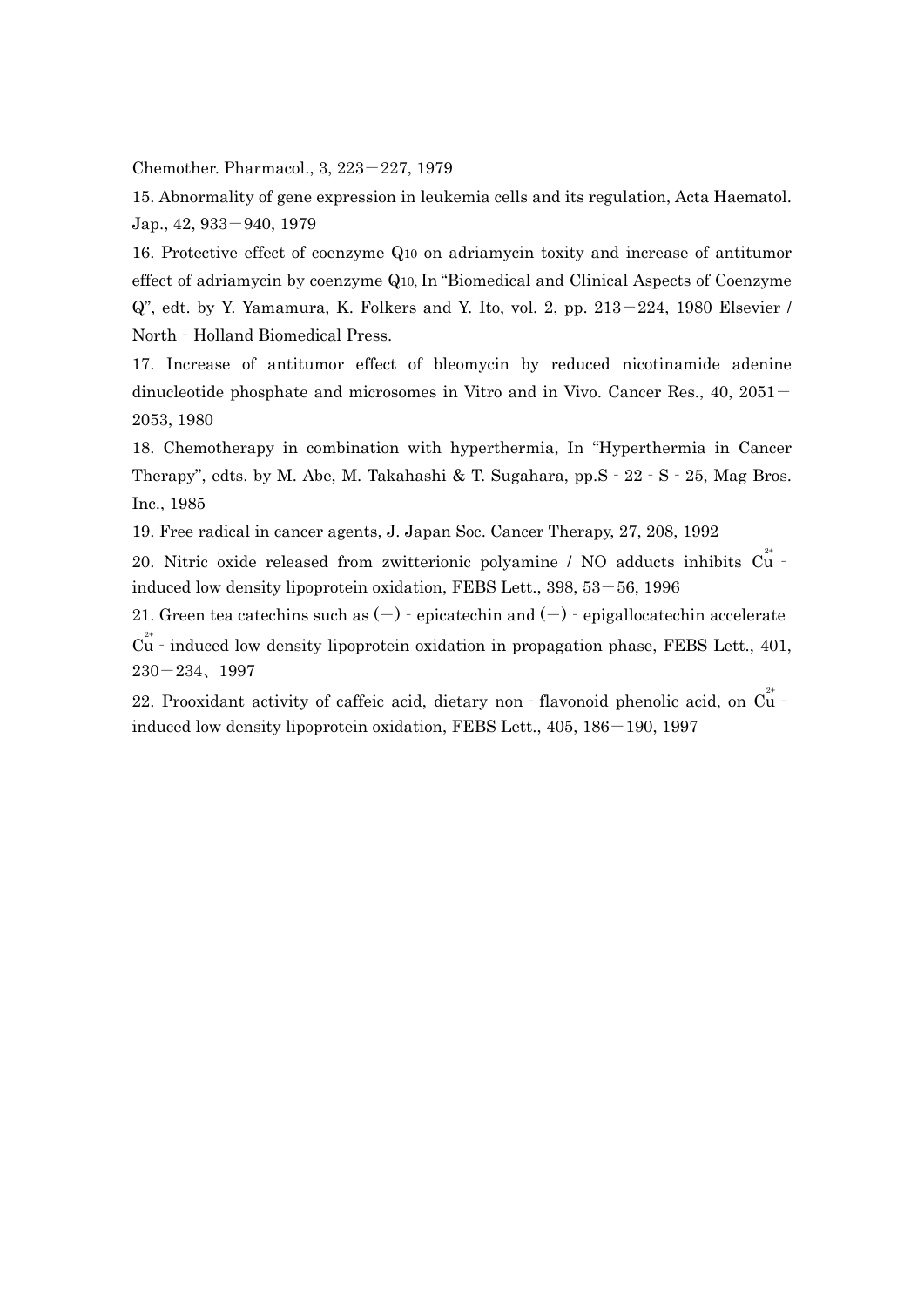Chemother. Pharmacol., 3, 223－227, 1979

15. Abnormality of gene expression in leukemia cells and its regulation, Acta Haematol. Jap., 42, 933－940, 1979

16. Protective effect of coenzyme $Q_{10}$ on adriamycin toxity and increase of antitumor effect of adriamycin by coenzyme $Q_{10}$, In "Biomedical and Clinical Aspects of Coenzyme Q", edt. by Y. Yamamura, K. Folkers and Y. Ito, vol. 2, pp. 213－224, 1980 Elsevier / North‐Holland Biomedical Press.

17. Increase of antitumor effect of bleomycin by reduced nicotinamide adenine dinucleotide phosphate and microsomes in Vitro and in Vivo. Cancer Res., 40, 2051－2053, 1980

18. Chemotherapy in combination with hyperthermia, In "Hyperthermia in Cancer Therapy", edts. by M. Abe, M. Takahashi & T. Sugahara, pp.S‐22‐S‐25, Mag Bros. Inc., 1985

19. Free radical in cancer agents, J. Japan Soc. Cancer Therapy, 27, 208, 1992

20. Nitric oxide released from zwitterionic polyamine / NO adducts inhibits $Cu^{2+}$‐induced low density lipoprotein oxidation, FEBS Lett., 398, 53－56, 1996

21. Green tea catechins such as (－)‐epicatechin and (－)‐epigallocatechin accelerate $Cu^{2+}$‐induced low density lipoprotein oxidation in propagation phase, FEBS Lett., 401, 230－234、1997

22. Prooxidant activity of caffeic acid, dietary non‐flavonoid phenolic acid, on $Cu^{2+}$‐induced low density lipoprotein oxidation, FEBS Lett., 405, 186－190, 1997